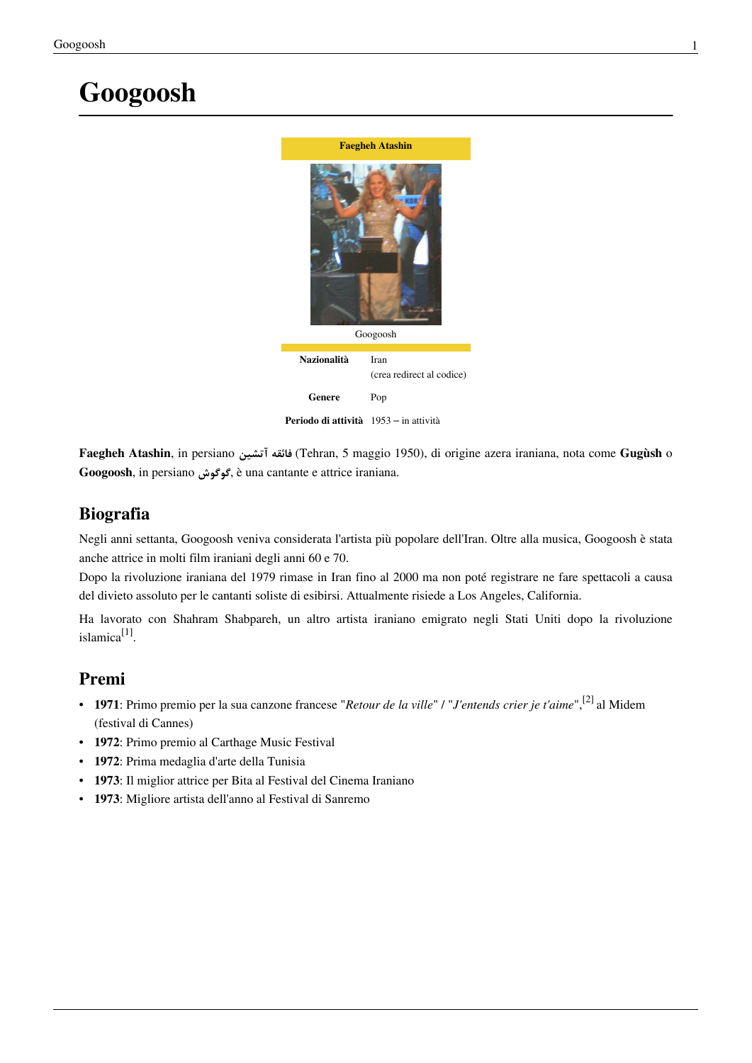# Googoosh

| Faegheh Atashin | |
|---|---|
| Googoosh | |
| **Nazionalità** | Iran (crea redirect al codice) |
| **Genere** | Pop |
| **Periodo di attività** | 1953 – in attività |

**Faegheh Atashin**, in persiano فائقه آتشین (Tehran, 5 maggio 1950), di origine azera iraniana, nota come **Gugùsh** o **Googoosh**, in persiano گوگوش, è una cantante e attrice iraniana.

## Biografia

Negli anni settanta, Googoosh veniva considerata l'artista più popolare dell'Iran. Oltre alla musica, Googoosh è stata anche attrice in molti film iraniani degli anni 60 e 70.
Dopo la rivoluzione iraniana del 1979 rimase in Iran fino al 2000 ma non poté registrare ne fare spettacoli a causa del divieto assoluto per le cantanti soliste di esibirsi. Attualmente risiede a Los Angeles, California.

Ha lavorato con Shahram Shabpareh, un altro artista iraniano emigrato negli Stati Uniti dopo la rivoluzione islamica[1].

## Premi

- **1971**: Primo premio per la sua canzone francese "*Retour de la ville*" / "*J'entends crier je t'aime*",[2] al Midem (festival di Cannes)
- **1972**: Primo premio al Carthage Music Festival
- **1972**: Prima medaglia d'arte della Tunisia
- **1973**: Il miglior attrice per Bita al Festival del Cinema Iraniano
- **1973**: Migliore artista dell'anno al Festival di Sanremo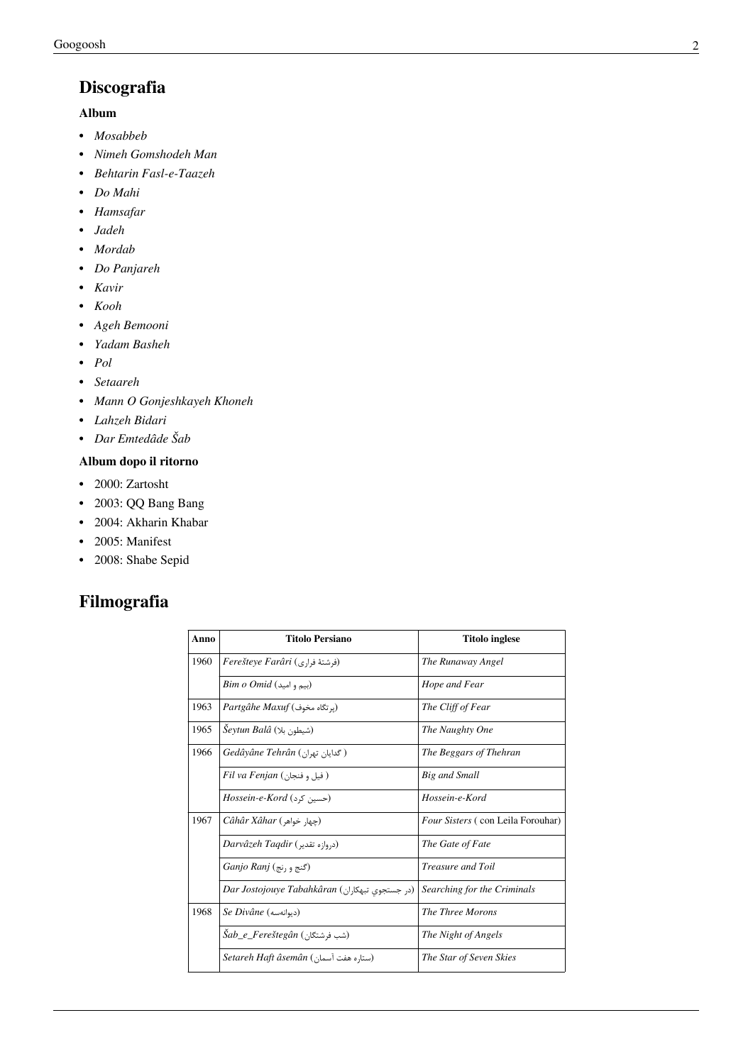## Discografia

### Album

- *Mosabbeb*
- *Nimeh Gomshodeh Man*
- *Behtarin Fasl-e-Taazeh*
- *Do Mahi*
- *Hamsafar*
- *Jadeh*
- *Mordab*
- *Do Panjareh*
- *Kavir*
- *Kooh*
- *Ageh Bemooni*
- *Yadam Basheh*
- *Pol*
- *Setaareh*
- *Mann O Gonjeshkayeh Khoneh*
- *Lahzeh Bidari*
- *Dar Emtedâde Šab*

### Album dopo il ritorno

- 2000: Zartosht
- 2003: QQ Bang Bang
- 2004: Akharin Khabar
- 2005: Manifest
- 2008: Shabe Sepid

## Filmografia

| Anno | Titolo Persiano | Titolo inglese |
|---|---|---|
| 1960 | *Ferešteye Farâri* (فرشتهٔ فراری) | *The Runaway Angel* |
| | *Bim o Omid* (بیم و امید) | *Hope and Fear* |
| 1963 | *Partgâhe Maxuf* (پرتگاه مخوف) | *The Cliff of Fear* |
| 1965 | *Šeytun Balâ* (شیطون بلا) | *The Naughty One* |
| 1966 | *Gedâyâne Tehrân* ( گدایان تهران ) | *The Beggars of Thehran* |
| | *Fil va Fenjan* ( فیل و فنجان ) | *Big and Small* |
| | *Hossein-e-Kord* (حسین کرد) | *Hossein-e-Kord* |
| 1967 | *Câhâr Xâhar* (چهار خواهر) | *Four Sisters* ( con Leila Forouhar) |
| | *Darvâzeh Taqdir* (دروازه تقدیر) | *The Gate of Fate* |
| | *Ganjo Ranj* (گنج و رنج) | *Treasure and Toil* |
| | *Dar Jostojouye Tabahkâran* (در جستجوی تبهکاران) | *Searching for the Criminals* |
| 1968 | *Se Divâne* (دیوانه‌سه) | *The Three Morons* |
| | *Šab_e_Fereštegân* (شب فرشتگان) | *The Night of Angels* |
| | *Setareh Haft âsemân* (ستاره هفت آسمان) | *The Star of Seven Skies* |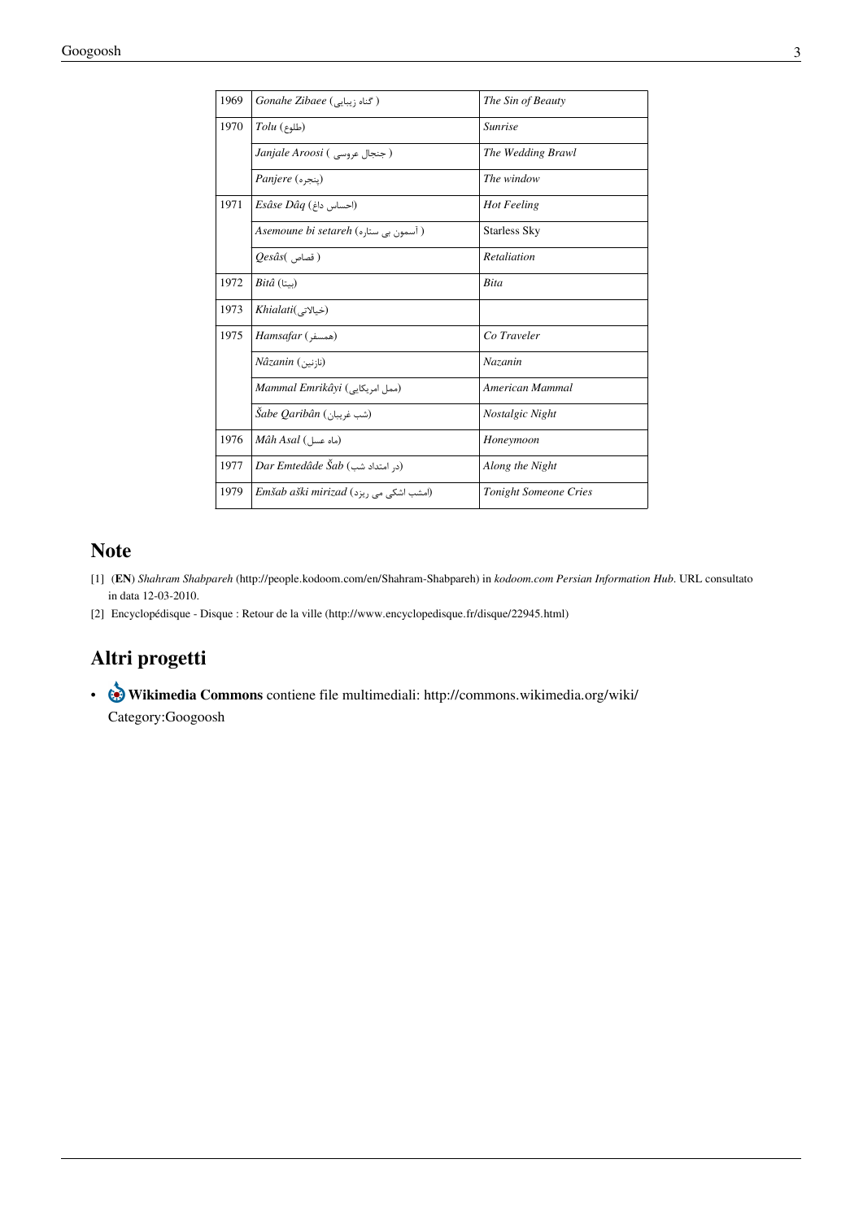| 1969 | *Gonahe Zibaee* ( گناه زیبایی ) | *The Sin of Beauty* |
|---|---|---|
| 1970 | *Tolu* (طلوع) | *Sunrise* |
| | *Janjale Aroosi* ( جنجال عروسی ) | *The Wedding Brawl* |
| | *Panjere* (پنجره) | *The window* |
| 1971 | *Esâse Dâq* (احساس داغ) | *Hot Feeling* |
| | *Asemoune bi setareh* ( آسمون بی ستاره ) | Starless Sky |
| | *Qesâs*( قصاص ) | *Retaliation* |
| 1972 | *Bitâ* (بیتا) | *Bita* |
| 1973 | *Khialati*(خیالاتی) | |
| 1975 | *Hamsafar* (همسفر) | *Co Traveler* |
| | *Nâzanin* (نازنین) | *Nazanin* |
| | *Mammal Emrikâyi* (ممل امریکایی) | *American Mammal* |
| | *Šabe Qaribân* (شب غریبان) | *Nostalgic Night* |
| 1976 | *Mâh Asal* (ماه عسل) | *Honeymoon* |
| 1977 | *Dar Emtedâde Šab* (در امتداد شب) | *Along the Night* |
| 1979 | *Emšab aški mirizad* (امشب اشکی می ریزد) | *Tonight Someone Cries* |

## Note

[1] (**EN**) *Shahram Shabpareh* (http://people.kodoom.com/en/Shahram-Shabpareh) in *kodoom.com Persian Information Hub*. URL consultato in data 12-03-2010.

[2] Encyclopédisque - Disque : Retour de la ville (http://www.encyclopedisque.fr/disque/22945.html)

## Altri progetti

- **Wikimedia Commons** contiene file multimediali: http://commons.wikimedia.org/wiki/Category:Googoosh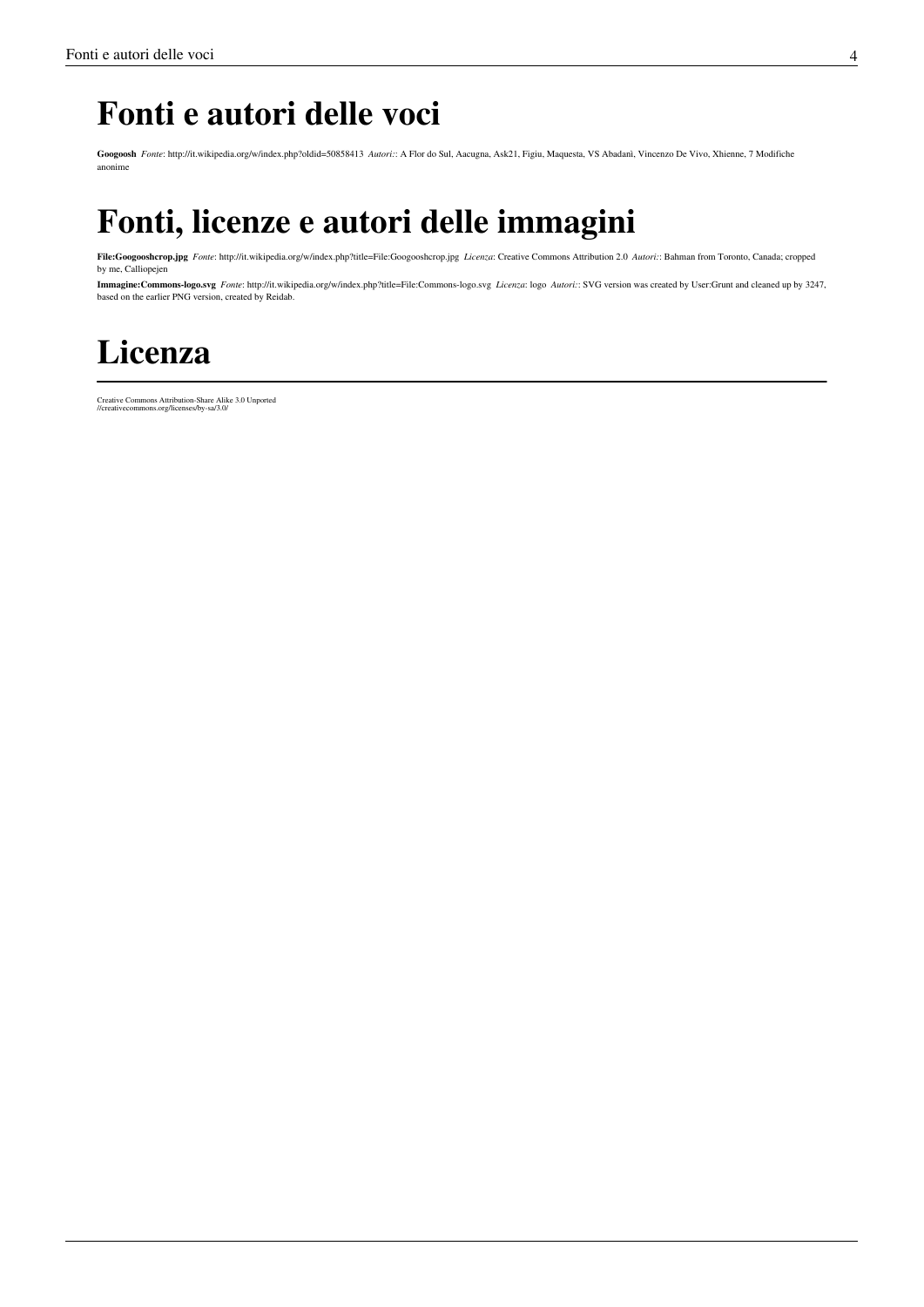# Fonti e autori delle voci

**Googoosh** *Fonte*: http://it.wikipedia.org/w/index.php?oldid=50858413 *Autori:*: A Flor do Sul, Aacugna, Ask21, Figiu, Maquesta, VS Abadanì, Vincenzo De Vivo, Xhienne, 7 Modifiche anonime

# Fonti, licenze e autori delle immagini

**File:Googooshcrop.jpg** *Fonte*: http://it.wikipedia.org/w/index.php?title=File:Googooshcrop.jpg *Licenza*: Creative Commons Attribution 2.0 *Autori:*: Bahman from Toronto, Canada; cropped by me, Calliopejen

**Immagine:Commons-logo.svg** *Fonte*: http://it.wikipedia.org/w/index.php?title=File:Commons-logo.svg *Licenza*: logo *Autori:*: SVG version was created by User:Grunt and cleaned up by 3247, based on the earlier PNG version, created by Reidab.

# Licenza

Creative Commons Attribution-Share Alike 3.0 Unported
//creativecommons.org/licenses/by-sa/3.0/